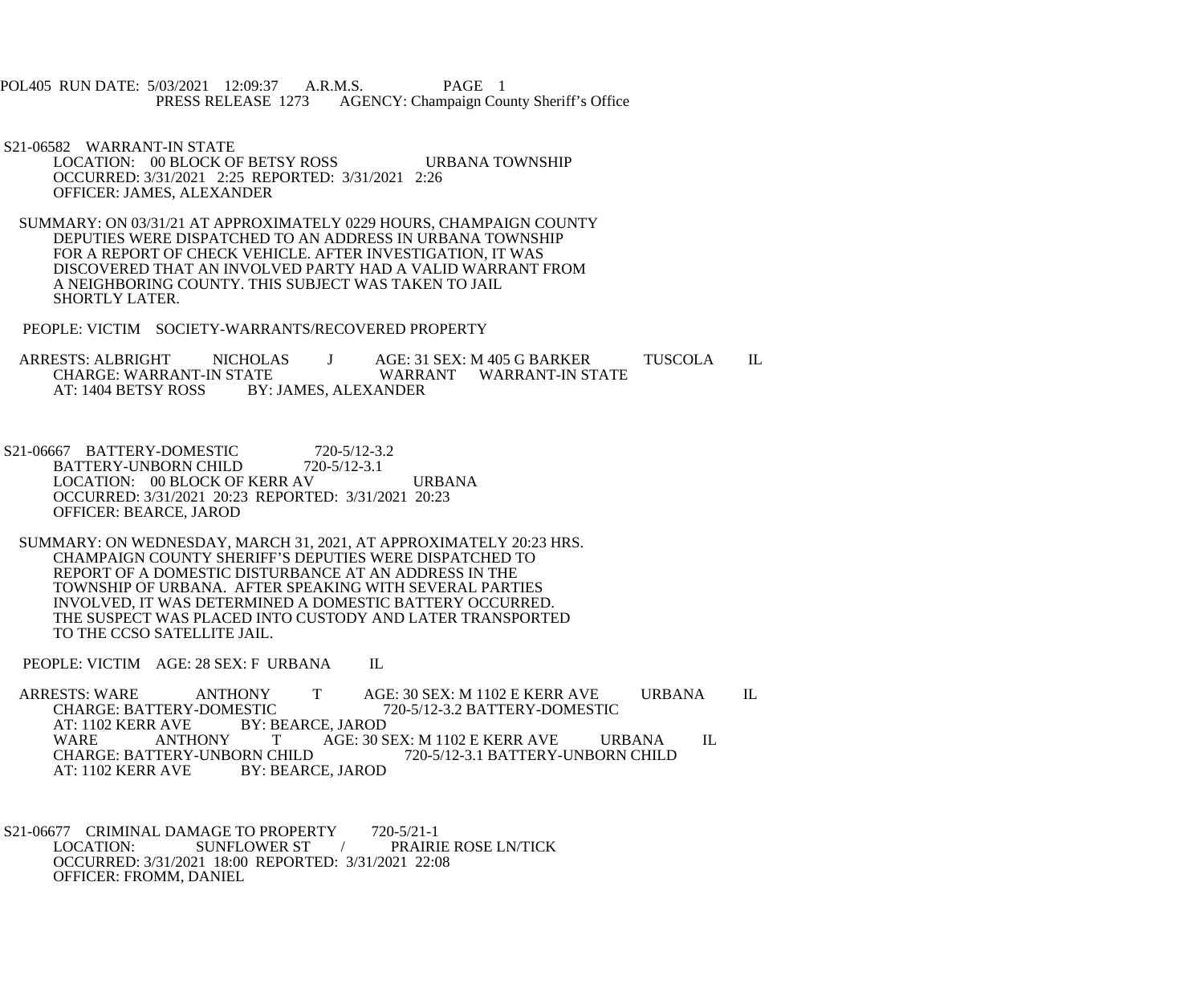POL405 RUN DATE: 5/03/2021 12:09:37 A.R.M.S. PAGE 1
PRESS RELEASE 1273 AGENCY: Champaign County Sheriff's Office

S21-06582 WARRANT-IN STATE
LOCATION: 00 BLOCK OF BETSY ROSS URBANA TOWNSHIP
OCCURRED: 3/31/2021 2:25 REPORTED: 3/31/2021 2:26
OFFICER: JAMES, ALEXANDER

SUMMARY: ON 03/31/21 AT APPROXIMATELY 0229 HOURS, CHAMPAIGN COUNTY DEPUTIES WERE DISPATCHED TO AN ADDRESS IN URBANA TOWNSHIP FOR A REPORT OF CHECK VEHICLE. AFTER INVESTIGATION, IT WAS DISCOVERED THAT AN INVOLVED PARTY HAD A VALID WARRANT FROM A NEIGHBORING COUNTY. THIS SUBJECT WAS TAKEN TO JAIL SHORTLY LATER.

PEOPLE: VICTIM SOCIETY-WARRANTS/RECOVERED PROPERTY

ARRESTS: ALBRIGHT NICHOLAS J AGE: 31 SEX: M 405 G BARKER TUSCOLA IL
CHARGE: WARRANT-IN STATE WARRANT WARRANT-IN STATE
AT: 1404 BETSY ROSS BY: JAMES, ALEXANDER

S21-06667 BATTERY-DOMESTIC 720-5/12-3.2
BATTERY-UNBORN CHILD 720-5/12-3.1
LOCATION: 00 BLOCK OF KERR AV URBANA
OCCURRED: 3/31/2021 20:23 REPORTED: 3/31/2021 20:23
OFFICER: BEARCE, JAROD

SUMMARY: ON WEDNESDAY, MARCH 31, 2021, AT APPROXIMATELY 20:23 HRS. CHAMPAIGN COUNTY SHERIFF'S DEPUTIES WERE DISPATCHED TO REPORT OF A DOMESTIC DISTURBANCE AT AN ADDRESS IN THE TOWNSHIP OF URBANA. AFTER SPEAKING WITH SEVERAL PARTIES INVOLVED, IT WAS DETERMINED A DOMESTIC BATTERY OCCURRED. THE SUSPECT WAS PLACED INTO CUSTODY AND LATER TRANSPORTED TO THE CCSO SATELLITE JAIL.

PEOPLE: VICTIM AGE: 28 SEX: F URBANA IL

ARRESTS: WARE ANTHONY T AGE: 30 SEX: M 1102 E KERR AVE URBANA IL
CHARGE: BATTERY-DOMESTIC 720-5/12-3.2 BATTERY-DOMESTIC
AT: 1102 KERR AVE BY: BEARCE, JAROD
WARE ANTHONY T AGE: 30 SEX: M 1102 E KERR AVE URBANA IL
CHARGE: BATTERY-UNBORN CHILD 720-5/12-3.1 BATTERY-UNBORN CHILD
AT: 1102 KERR AVE BY: BEARCE, JAROD

S21-06677 CRIMINAL DAMAGE TO PROPERTY 720-5/21-1
LOCATION: SUNFLOWER ST / PRAIRIE ROSE LN/TICK
OCCURRED: 3/31/2021 18:00 REPORTED: 3/31/2021 22:08
OFFICER: FROMM, DANIEL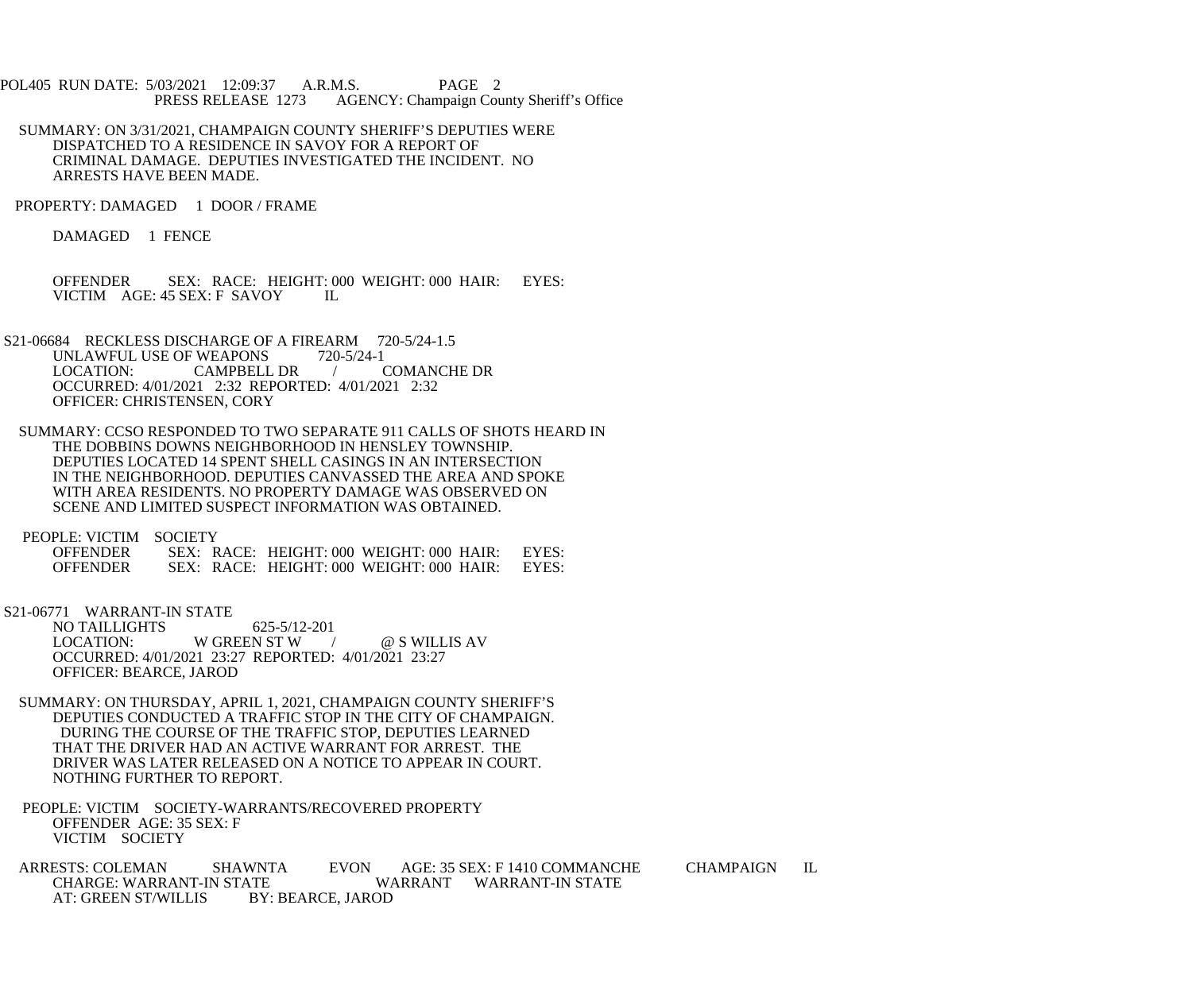POL405 RUN DATE: 5/03/2021 12:09:37 A.R.M.S. PAGE 2
PRESS RELEASE 1273 AGENCY: Champaign County Sheriff's Office

SUMMARY: ON 3/31/2021, CHAMPAIGN COUNTY SHERIFF'S DEPUTIES WERE DISPATCHED TO A RESIDENCE IN SAVOY FOR A REPORT OF CRIMINAL DAMAGE. DEPUTIES INVESTIGATED THE INCIDENT. NO ARRESTS HAVE BEEN MADE.

PROPERTY: DAMAGED 1 DOOR / FRAME

DAMAGED 1 FENCE

OFFENDER SEX: RACE: HEIGHT: 000 WEIGHT: 000 HAIR: EYES:
VICTIM AGE: 45 SEX: F SAVOY IL

S21-06684 RECKLESS DISCHARGE OF A FIREARM 720-5/24-1.5
UNLAWFUL USE OF WEAPONS 720-5/24-1
LOCATION: CAMPBELL DR / COMANCHE DR
OCCURRED: 4/01/2021 2:32 REPORTED: 4/01/2021 2:32
OFFICER: CHRISTENSEN, CORY

SUMMARY: CCSO RESPONDED TO TWO SEPARATE 911 CALLS OF SHOTS HEARD IN THE DOBBINS DOWNS NEIGHBORHOOD IN HENSLEY TOWNSHIP. DEPUTIES LOCATED 14 SPENT SHELL CASINGS IN AN INTERSECTION IN THE NEIGHBORHOOD. DEPUTIES CANVASSED THE AREA AND SPOKE WITH AREA RESIDENTS. NO PROPERTY DAMAGE WAS OBSERVED ON SCENE AND LIMITED SUSPECT INFORMATION WAS OBTAINED.

PEOPLE: VICTIM SOCIETY
OFFENDER SEX: RACE: HEIGHT: 000 WEIGHT: 000 HAIR: EYES:
OFFENDER SEX: RACE: HEIGHT: 000 WEIGHT: 000 HAIR: EYES:

S21-06771 WARRANT-IN STATE
NO TAILLIGHTS 625-5/12-201
LOCATION: W GREEN ST W / @ S WILLIS AV
OCCURRED: 4/01/2021 23:27 REPORTED: 4/01/2021 23:27
OFFICER: BEARCE, JAROD

SUMMARY: ON THURSDAY, APRIL 1, 2021, CHAMPAIGN COUNTY SHERIFF'S DEPUTIES CONDUCTED A TRAFFIC STOP IN THE CITY OF CHAMPAIGN. DURING THE COURSE OF THE TRAFFIC STOP, DEPUTIES LEARNED THAT THE DRIVER HAD AN ACTIVE WARRANT FOR ARREST. THE DRIVER WAS LATER RELEASED ON A NOTICE TO APPEAR IN COURT. NOTHING FURTHER TO REPORT.

PEOPLE: VICTIM SOCIETY-WARRANTS/RECOVERED PROPERTY
OFFENDER AGE: 35 SEX: F
VICTIM SOCIETY

ARRESTS: COLEMAN SHAWNTA EVON AGE: 35 SEX: F 1410 COMMANCHE CHAMPAIGN IL
CHARGE: WARRANT-IN STATE WARRANT WARRANT-IN STATE
AT: GREEN ST/WILLIS BY: BEARCE, JAROD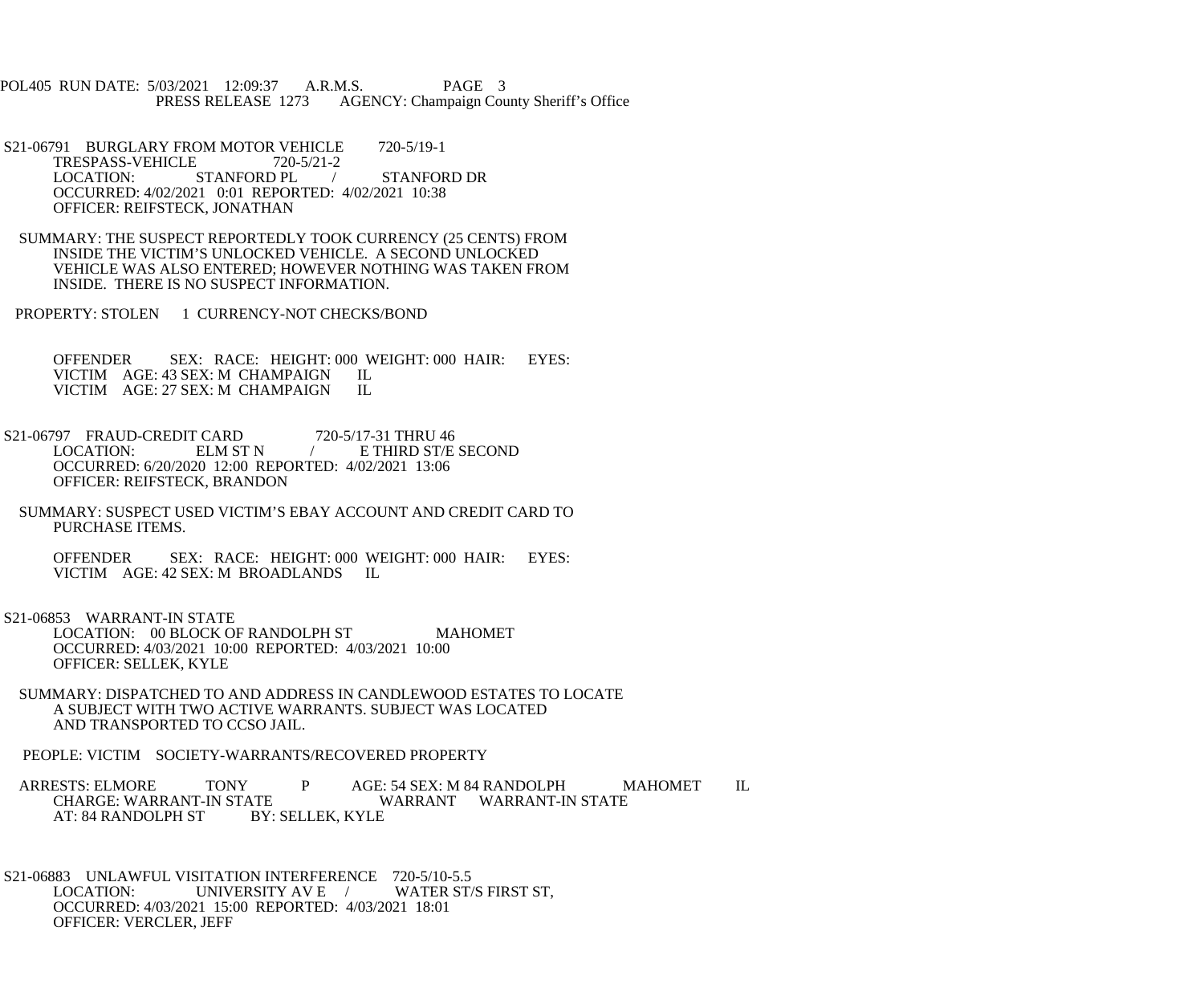S21-06791 BURGLARY FROM MOTOR VEHICLE 720-5/19-1
TRESPASS-VEHICLE 720-5/21-2
LOCATION: STANFORD PL / STANFORD DR
OCCURRED: 4/02/2021 0:01 REPORTED: 4/02/2021 10:38
OFFICER: REIFSTECK, JONATHAN

SUMMARY: THE SUSPECT REPORTEDLY TOOK CURRENCY (25 CENTS) FROM INSIDE THE VICTIM'S UNLOCKED VEHICLE. A SECOND UNLOCKED VEHICLE WAS ALSO ENTERED; HOWEVER NOTHING WAS TAKEN FROM INSIDE. THERE IS NO SUSPECT INFORMATION.

PROPERTY: STOLEN 1 CURRENCY-NOT CHECKS/BOND

OFFENDER SEX: RACE: HEIGHT: 000 WEIGHT: 000 HAIR: EYES:
VICTIM AGE: 43 SEX: M CHAMPAIGN IL
VICTIM AGE: 27 SEX: M CHAMPAIGN IL

S21-06797 FRAUD-CREDIT CARD 720-5/17-31 THRU 46
LOCATION: ELM ST N / E THIRD ST/E SECOND
OCCURRED: 6/20/2020 12:00 REPORTED: 4/02/2021 13:06
OFFICER: REIFSTECK, BRANDON

SUMMARY: SUSPECT USED VICTIM'S EBAY ACCOUNT AND CREDIT CARD TO PURCHASE ITEMS.

OFFENDER SEX: RACE: HEIGHT: 000 WEIGHT: 000 HAIR: EYES:
VICTIM AGE: 42 SEX: M BROADLANDS IL

S21-06853 WARRANT-IN STATE
LOCATION: 00 BLOCK OF RANDOLPH ST MAHOMET
OCCURRED: 4/03/2021 10:00 REPORTED: 4/03/2021 10:00
OFFICER: SELLEK, KYLE

SUMMARY: DISPATCHED TO AND ADDRESS IN CANDLEWOOD ESTATES TO LOCATE A SUBJECT WITH TWO ACTIVE WARRANTS. SUBJECT WAS LOCATED AND TRANSPORTED TO CCSO JAIL.

PEOPLE: VICTIM SOCIETY-WARRANTS/RECOVERED PROPERTY

ARRESTS: ELMORE TONY P AGE: 54 SEX: M 84 RANDOLPH MAHOMET IL
CHARGE: WARRANT-IN STATE WARRANT WARRANT-IN STATE
AT: 84 RANDOLPH ST BY: SELLEK, KYLE

S21-06883 UNLAWFUL VISITATION INTERFERENCE 720-5/10-5.5
LOCATION: UNIVERSITY AV E / WATER ST/S FIRST ST,
OCCURRED: 4/03/2021 15:00 REPORTED: 4/03/2021 18:01
OFFICER: VERCLER, JEFF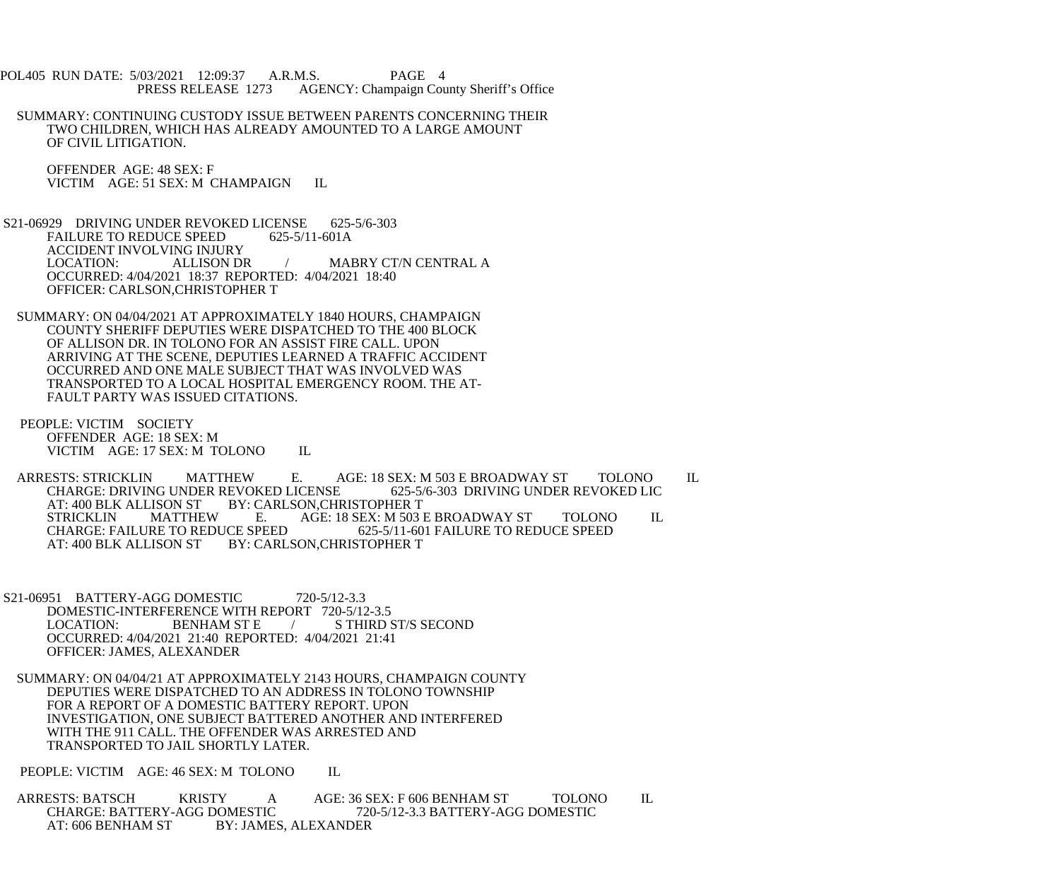SUMMARY: CONTINUING CUSTODY ISSUE BETWEEN PARENTS CONCERNING THEIR TWO CHILDREN, WHICH HAS ALREADY AMOUNTED TO A LARGE AMOUNT OF CIVIL LITIGATION.

OFFENDER AGE: 48 SEX: F
VICTIM AGE: 51 SEX: M CHAMPAIGN IL

S21-06929 DRIVING UNDER REVOKED LICENSE 625-5/6-303
FAILURE TO REDUCE SPEED 625-5/11-601A
ACCIDENT INVOLVING INJURY
LOCATION: ALLISON DR / MABRY CT/N CENTRAL A
OCCURRED: 4/04/2021 18:37 REPORTED: 4/04/2021 18:40
OFFICER: CARLSON,CHRISTOPHER T

SUMMARY: ON 04/04/2021 AT APPROXIMATELY 1840 HOURS, CHAMPAIGN COUNTY SHERIFF DEPUTIES WERE DISPATCHED TO THE 400 BLOCK OF ALLISON DR. IN TOLONO FOR AN ASSIST FIRE CALL. UPON ARRIVING AT THE SCENE, DEPUTIES LEARNED A TRAFFIC ACCIDENT OCCURRED AND ONE MALE SUBJECT THAT WAS INVOLVED WAS TRANSPORTED TO A LOCAL HOSPITAL EMERGENCY ROOM. THE AT-FAULT PARTY WAS ISSUED CITATIONS.

PEOPLE: VICTIM SOCIETY
OFFENDER AGE: 18 SEX: M
VICTIM AGE: 17 SEX: M TOLONO IL

ARRESTS: STRICKLIN MATTHEW E. AGE: 18 SEX: M 503 E BROADWAY ST TOLONO IL
CHARGE: DRIVING UNDER REVOKED LICENSE 625-5/6-303 DRIVING UNDER REVOKED LIC
AT: 400 BLK ALLISON ST BY: CARLSON,CHRISTOPHER T
STRICKLIN MATTHEW E. AGE: 18 SEX: M 503 E BROADWAY ST TOLONO IL
CHARGE: FAILURE TO REDUCE SPEED 625-5/11-601 FAILURE TO REDUCE SPEED
AT: 400 BLK ALLISON ST BY: CARLSON,CHRISTOPHER T

S21-06951 BATTERY-AGG DOMESTIC 720-5/12-3.3
DOMESTIC-INTERFERENCE WITH REPORT 720-5/12-3.5
LOCATION: BENHAM ST E / S THIRD ST/S SECOND
OCCURRED: 4/04/2021 21:40 REPORTED: 4/04/2021 21:41
OFFICER: JAMES, ALEXANDER

SUMMARY: ON 04/04/21 AT APPROXIMATELY 2143 HOURS, CHAMPAIGN COUNTY DEPUTIES WERE DISPATCHED TO AN ADDRESS IN TOLONO TOWNSHIP FOR A REPORT OF A DOMESTIC BATTERY REPORT. UPON INVESTIGATION, ONE SUBJECT BATTERED ANOTHER AND INTERFERED WITH THE 911 CALL. THE OFFENDER WAS ARRESTED AND TRANSPORTED TO JAIL SHORTLY LATER.

PEOPLE: VICTIM AGE: 46 SEX: M TOLONO IL

ARRESTS: BATSCH KRISTY A AGE: 36 SEX: F 606 BENHAM ST TOLONO IL
CHARGE: BATTERY-AGG DOMESTIC 720-5/12-3.3 BATTERY-AGG DOMESTIC
AT: 606 BENHAM ST BY: JAMES, ALEXANDER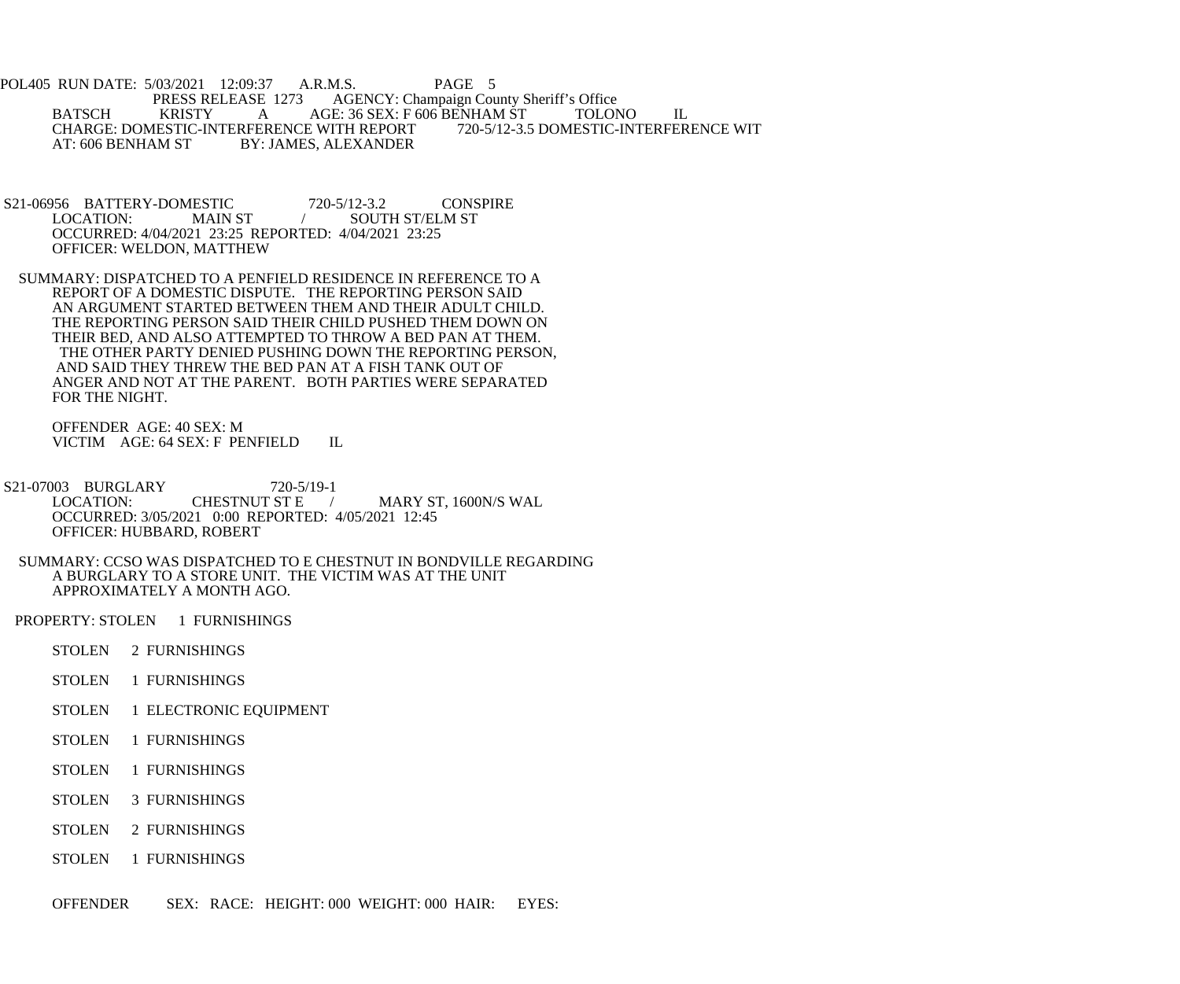BATSCH KRISTY A AGE: 36 SEX: F 606 BENHAM ST TOLONO IL
CHARGE: DOMESTIC-INTERFERENCE WITH REPORT 720-5/12-3.5 DOMESTIC-INTERFERENCE WIT
AT: 606 BENHAM ST BY: JAMES, ALEXANDER

S21-06956 BATTERY-DOMESTIC 720-5/12-3.2 CONSPIRE
LOCATION: MAIN ST / SOUTH ST/ELM ST
OCCURRED: 4/04/2021 23:25 REPORTED: 4/04/2021 23:25
OFFICER: WELDON, MATTHEW

SUMMARY: DISPATCHED TO A PENFIELD RESIDENCE IN REFERENCE TO A REPORT OF A DOMESTIC DISPUTE. THE REPORTING PERSON SAID AN ARGUMENT STARTED BETWEEN THEM AND THEIR ADULT CHILD. THE REPORTING PERSON SAID THEIR CHILD PUSHED THEM DOWN ON THEIR BED, AND ALSO ATTEMPTED TO THROW A BED PAN AT THEM. THE OTHER PARTY DENIED PUSHING DOWN THE REPORTING PERSON, AND SAID THEY THREW THE BED PAN AT A FISH TANK OUT OF ANGER AND NOT AT THE PARENT. BOTH PARTIES WERE SEPARATED FOR THE NIGHT.

OFFENDER AGE: 40 SEX: M
VICTIM AGE: 64 SEX: F PENFIELD IL

S21-07003 BURGLARY 720-5/19-1
LOCATION: CHESTNUT ST E / MARY ST, 1600N/S WAL
OCCURRED: 3/05/2021 0:00 REPORTED: 4/05/2021 12:45
OFFICER: HUBBARD, ROBERT

SUMMARY: CCSO WAS DISPATCHED TO E CHESTNUT IN BONDVILLE REGARDING A BURGLARY TO A STORE UNIT. THE VICTIM WAS AT THE UNIT APPROXIMATELY A MONTH AGO.

PROPERTY: STOLEN 1 FURNISHINGS

STOLEN 2 FURNISHINGS

STOLEN 1 FURNISHINGS

STOLEN 1 ELECTRONIC EQUIPMENT

STOLEN 1 FURNISHINGS

STOLEN 1 FURNISHINGS

STOLEN 3 FURNISHINGS

STOLEN 2 FURNISHINGS

STOLEN 1 FURNISHINGS

OFFENDER SEX: RACE: HEIGHT: 000 WEIGHT: 000 HAIR: EYES: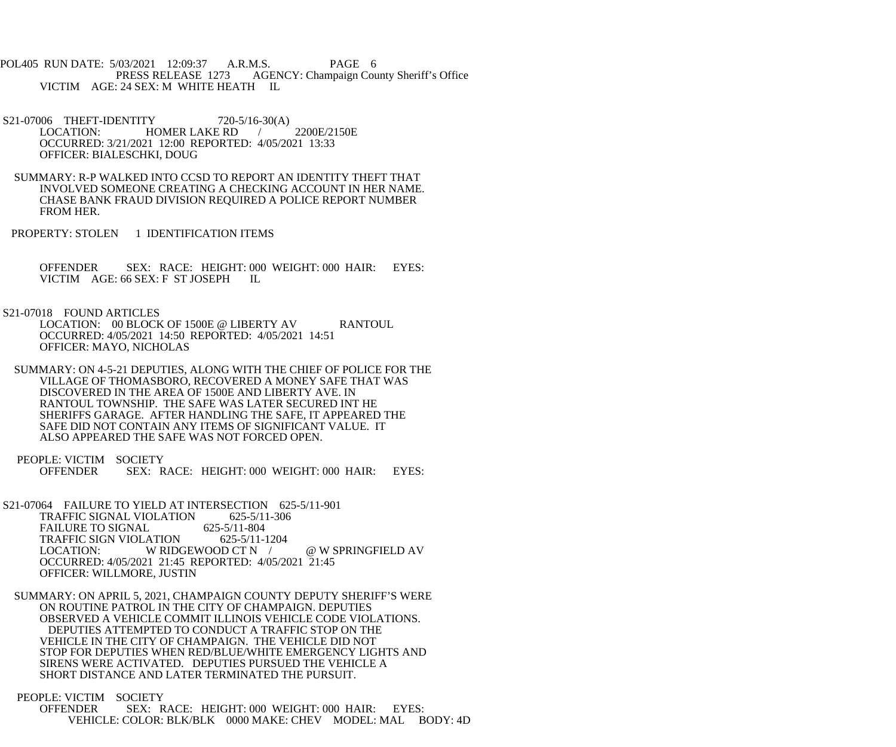VICTIM AGE: 24 SEX: M WHITE HEATH IL

S21-07006 THEFT-IDENTITY 720-5/16-30(A)
LOCATION: HOMER LAKE RD / 2200E/2150E
OCCURRED: 3/21/2021 12:00 REPORTED: 4/05/2021 13:33
OFFICER: BIALESCHKI, DOUG

SUMMARY: R-P WALKED INTO CCSD TO REPORT AN IDENTITY THEFT THAT INVOLVED SOMEONE CREATING A CHECKING ACCOUNT IN HER NAME. CHASE BANK FRAUD DIVISION REQUIRED A POLICE REPORT NUMBER FROM HER.

PROPERTY: STOLEN 1 IDENTIFICATION ITEMS

OFFENDER SEX: RACE: HEIGHT: 000 WEIGHT: 000 HAIR: EYES:
VICTIM AGE: 66 SEX: F ST JOSEPH IL

S21-07018 FOUND ARTICLES
LOCATION: 00 BLOCK OF 1500E @ LIBERTY AV RANTOUL
OCCURRED: 4/05/2021 14:50 REPORTED: 4/05/2021 14:51
OFFICER: MAYO, NICHOLAS

SUMMARY: ON 4-5-21 DEPUTIES, ALONG WITH THE CHIEF OF POLICE FOR THE VILLAGE OF THOMASBORO, RECOVERED A MONEY SAFE THAT WAS DISCOVERED IN THE AREA OF 1500E AND LIBERTY AVE. IN RANTOUL TOWNSHIP. THE SAFE WAS LATER SECURED INT HE SHERIFFS GARAGE. AFTER HANDLING THE SAFE, IT APPEARED THE SAFE DID NOT CONTAIN ANY ITEMS OF SIGNIFICANT VALUE. IT ALSO APPEARED THE SAFE WAS NOT FORCED OPEN.

PEOPLE: VICTIM SOCIETY
OFFENDER SEX: RACE: HEIGHT: 000 WEIGHT: 000 HAIR: EYES:

S21-07064 FAILURE TO YIELD AT INTERSECTION 625-5/11-901
TRAFFIC SIGNAL VIOLATION 625-5/11-306
FAILURE TO SIGNAL 625-5/11-804
TRAFFIC SIGN VIOLATION 625-5/11-1204
LOCATION: W RIDGEWOOD CT N / @ W SPRINGFIELD AV
OCCURRED: 4/05/2021 21:45 REPORTED: 4/05/2021 21:45
OFFICER: WILLMORE, JUSTIN

SUMMARY: ON APRIL 5, 2021, CHAMPAIGN COUNTY DEPUTY SHERIFF'S WERE ON ROUTINE PATROL IN THE CITY OF CHAMPAIGN. DEPUTIES OBSERVED A VEHICLE COMMIT ILLINOIS VEHICLE CODE VIOLATIONS. DEPUTIES ATTEMPTED TO CONDUCT A TRAFFIC STOP ON THE VEHICLE IN THE CITY OF CHAMPAIGN. THE VEHICLE DID NOT STOP FOR DEPUTIES WHEN RED/BLUE/WHITE EMERGENCY LIGHTS AND SIRENS WERE ACTIVATED. DEPUTIES PURSUED THE VEHICLE A SHORT DISTANCE AND LATER TERMINATED THE PURSUIT.

PEOPLE: VICTIM SOCIETY
OFFENDER SEX: RACE: HEIGHT: 000 WEIGHT: 000 HAIR: EYES:
VEHICLE: COLOR: BLK/BLK 0000 MAKE: CHEV MODEL: MAL BODY: 4D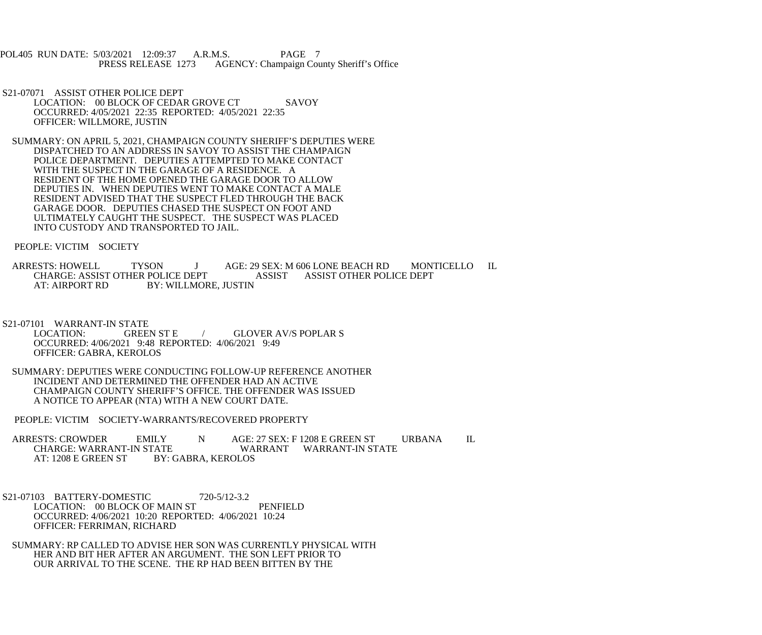POL405 RUN DATE: 5/03/2021 12:09:37 A.R.M.S. PAGE 7
PRESS RELEASE 1273 AGENCY: Champaign County Sheriff's Office

S21-07071 ASSIST OTHER POLICE DEPT
LOCATION: 00 BLOCK OF CEDAR GROVE CT SAVOY
OCCURRED: 4/05/2021 22:35 REPORTED: 4/05/2021 22:35
OFFICER: WILLMORE, JUSTIN

SUMMARY: ON APRIL 5, 2021, CHAMPAIGN COUNTY SHERIFF'S DEPUTIES WERE DISPATCHED TO AN ADDRESS IN SAVOY TO ASSIST THE CHAMPAIGN POLICE DEPARTMENT. DEPUTIES ATTEMPTED TO MAKE CONTACT WITH THE SUSPECT IN THE GARAGE OF A RESIDENCE. A RESIDENT OF THE HOME OPENED THE GARAGE DOOR TO ALLOW DEPUTIES IN. WHEN DEPUTIES WENT TO MAKE CONTACT A MALE RESIDENT ADVISED THAT THE SUSPECT FLED THROUGH THE BACK GARAGE DOOR. DEPUTIES CHASED THE SUSPECT ON FOOT AND ULTIMATELY CAUGHT THE SUSPECT. THE SUSPECT WAS PLACED INTO CUSTODY AND TRANSPORTED TO JAIL.

PEOPLE: VICTIM SOCIETY

ARRESTS: HOWELL TYSON J AGE: 29 SEX: M 606 LONE BEACH RD MONTICELLO IL
CHARGE: ASSIST OTHER POLICE DEPT ASSIST ASSIST OTHER POLICE DEPT
AT: AIRPORT RD BY: WILLMORE, JUSTIN

S21-07101 WARRANT-IN STATE
LOCATION: GREEN ST E / GLOVER AV/S POPLAR S
OCCURRED: 4/06/2021 9:48 REPORTED: 4/06/2021 9:49
OFFICER: GABRA, KEROLOS

SUMMARY: DEPUTIES WERE CONDUCTING FOLLOW-UP REFERENCE ANOTHER INCIDENT AND DETERMINED THE OFFENDER HAD AN ACTIVE CHAMPAIGN COUNTY SHERIFF'S OFFICE. THE OFFENDER WAS ISSUED A NOTICE TO APPEAR (NTA) WITH A NEW COURT DATE.

PEOPLE: VICTIM SOCIETY-WARRANTS/RECOVERED PROPERTY

ARRESTS: CROWDER EMILY N AGE: 27 SEX: F 1208 E GREEN ST URBANA IL
CHARGE: WARRANT-IN STATE WARRANT WARRANT-IN STATE
AT: 1208 E GREEN ST BY: GABRA, KEROLOS

S21-07103 BATTERY-DOMESTIC 720-5/12-3.2
LOCATION: 00 BLOCK OF MAIN ST PENFIELD
OCCURRED: 4/06/2021 10:20 REPORTED: 4/06/2021 10:24
OFFICER: FERRIMAN, RICHARD

SUMMARY: RP CALLED TO ADVISE HER SON WAS CURRENTLY PHYSICAL WITH HER AND BIT HER AFTER AN ARGUMENT. THE SON LEFT PRIOR TO OUR ARRIVAL TO THE SCENE. THE RP HAD BEEN BITTEN BY THE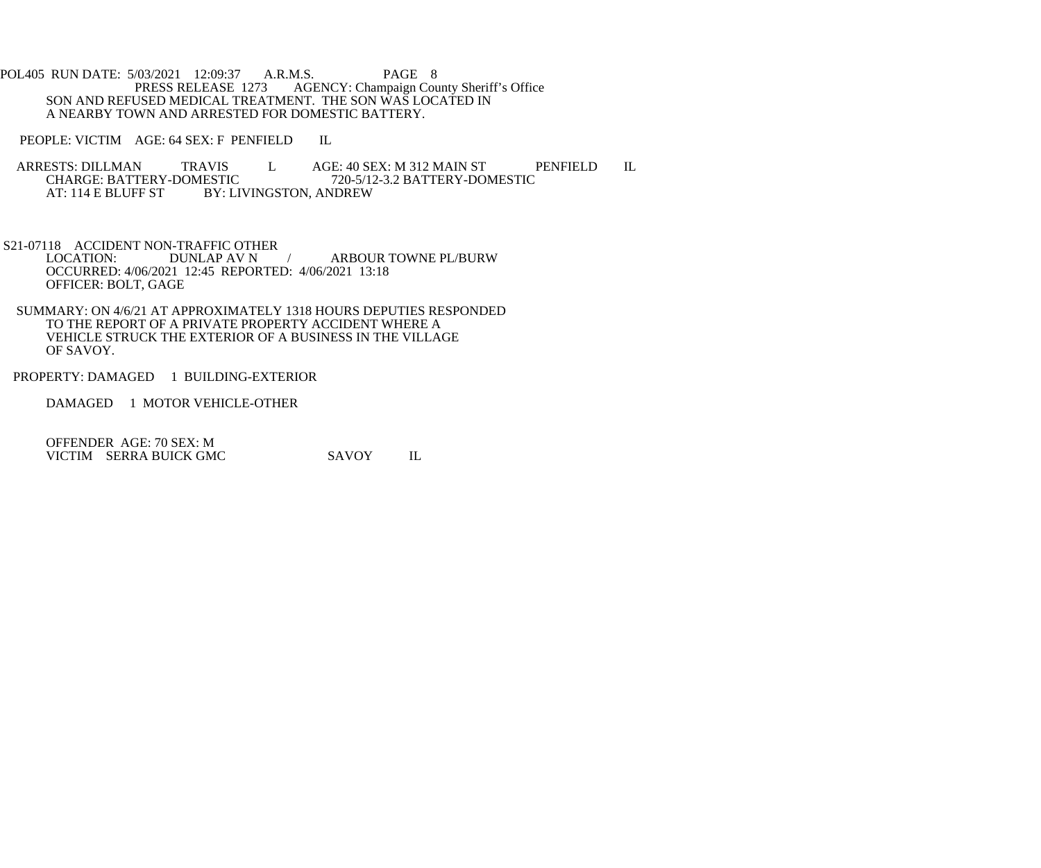SON AND REFUSED MEDICAL TREATMENT. THE SON WAS LOCATED IN A NEARBY TOWN AND ARRESTED FOR DOMESTIC BATTERY.

PEOPLE: VICTIM AGE: 64 SEX: F PENFIELD IL

ARRESTS: DILLMAN TRAVIS L AGE: 40 SEX: M 312 MAIN ST PENFIELD IL
CHARGE: BATTERY-DOMESTIC 720-5/12-3.2 BATTERY-DOMESTIC
AT: 114 E BLUFF ST BY: LIVINGSTON, ANDREW

S21-07118 ACCIDENT NON-TRAFFIC OTHER
LOCATION: DUNLAP AV N / ARBOUR TOWNE PL/BURW
OCCURRED: 4/06/2021 12:45 REPORTED: 4/06/2021 13:18
OFFICER: BOLT, GAGE

SUMMARY: ON 4/6/21 AT APPROXIMATELY 1318 HOURS DEPUTIES RESPONDED TO THE REPORT OF A PRIVATE PROPERTY ACCIDENT WHERE A VEHICLE STRUCK THE EXTERIOR OF A BUSINESS IN THE VILLAGE OF SAVOY.

PROPERTY: DAMAGED 1 BUILDING-EXTERIOR

DAMAGED 1 MOTOR VEHICLE-OTHER

OFFENDER AGE: 70 SEX: M
VICTIM SERRA BUICK GMC SAVOY IL